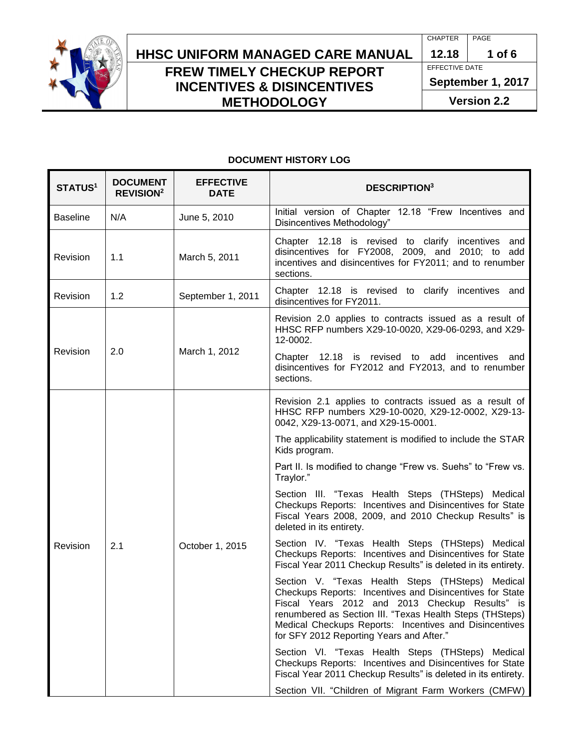# HHSC UNIFORM MANAGED CARE MANUAL

## FREW TIMELY CHECKUP REPORT INCENTIVES & DISINCENTIVES METHODOLOGY

CHAPTER 12.18

EFFECTIVE DATE September 1, 2017

Version 2.2

**DOCUMENT HISTORY LOG**

| STATUS[1] | DOCUMENT REVISION[2] | EFFECTIVE DATE | DESCRIPTION[3] |
|---|---|---|---|
| Baseline | N/A | June 5, 2010 | Initial version of Chapter 12.18 "Frew Incentives and Disincentives Methodology" |
| Revision | 1.1 | March 5, 2011 | Chapter 12.18 is revised to clarify incentives and disincentives for FY2008, 2009, and 2010; to add incentives and disincentives for FY2011; and to renumber sections. |
| Revision | 1.2 | September 1, 2011 | Chapter 12.18 is revised to clarify incentives and disincentives for FY2011. |
| Revision | 2.0 | March 1, 2012 | Revision 2.0 applies to contracts issued as a result of HHSC RFP numbers X29-10-0020, X29-06-0293, and X29-12-0002.<br><br>Chapter 12.18 is revised to add incentives and disincentives for FY2012 and FY2013, and to renumber sections. |
| Revision | 2.1 | October 1, 2015 | Revision 2.1 applies to contracts issued as a result of HHSC RFP numbers X29-10-0020, X29-12-0002, X29-13-0042, X29-13-0071, and X29-15-0001.<br><br>The applicability statement is modified to include the STAR Kids program.<br><br>Part II. Is modified to change "Frew vs. Suehs" to "Frew vs. Traylor."<br><br>Section III. "Texas Health Steps (THSteps) Medical Checkups Reports: Incentives and Disincentives for State Fiscal Years 2008, 2009, and 2010 Checkup Results" is deleted in its entirety.<br><br>Section IV. "Texas Health Steps (THSteps) Medical Checkups Reports: Incentives and Disincentives for State Fiscal Year 2011 Checkup Results" is deleted in its entirety.<br><br>Section V. "Texas Health Steps (THSteps) Medical Checkups Reports: Incentives and Disincentives for State Fiscal Years 2012 and 2013 Checkup Results" is renumbered as Section III. "Texas Health Steps (THSteps) Medical Checkups Reports: Incentives and Disincentives for SFY 2012 Reporting Years and After."<br><br>Section VI. "Texas Health Steps (THSteps) Medical Checkups Reports: Incentives and Disincentives for State Fiscal Year 2011 Checkup Results" is deleted in its entirety.<br><br>Section VII. "Children of Migrant Farm Workers (CMFW) |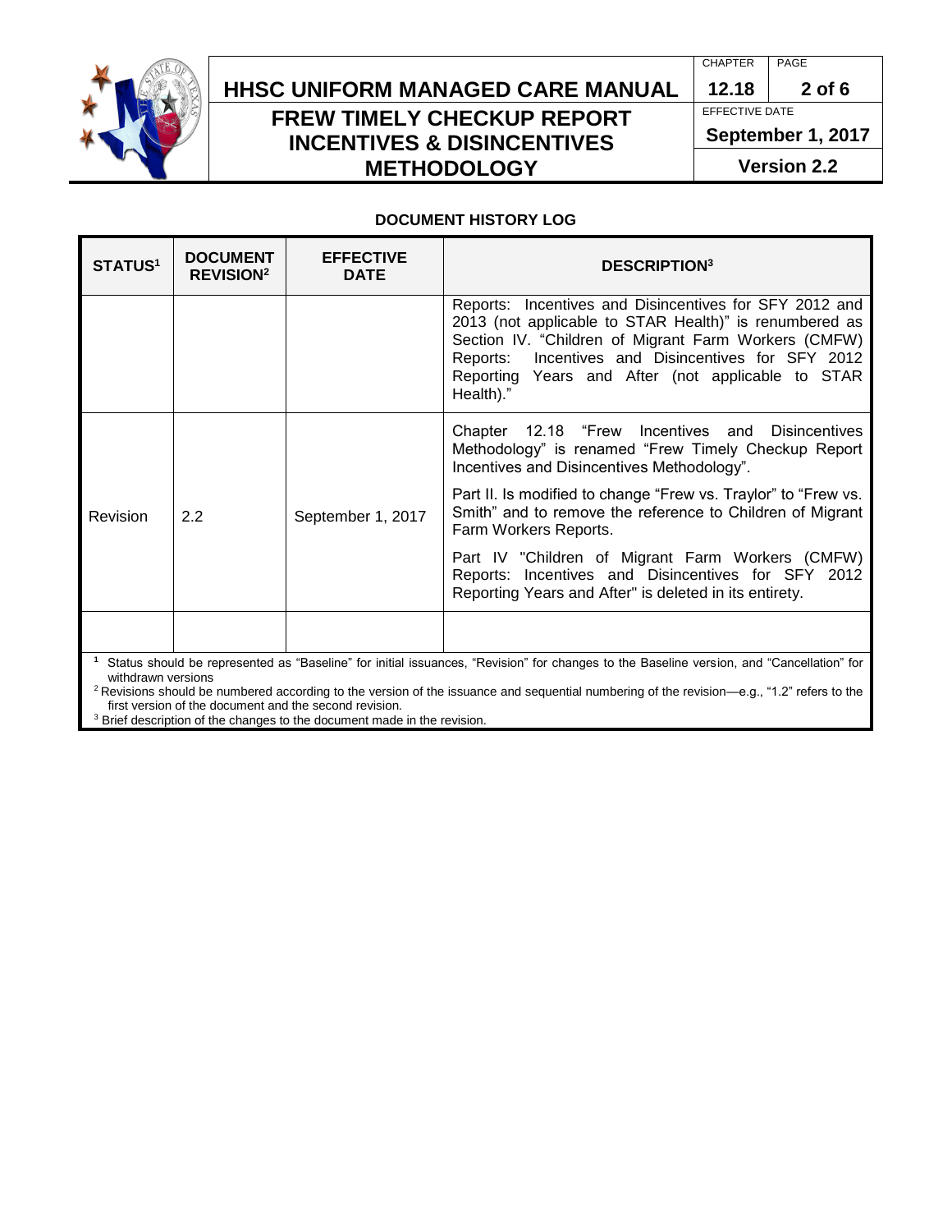**DOCUMENT HISTORY LOG**

| STATUS[1] | DOCUMENT REVISION[2] | EFFECTIVE DATE | DESCRIPTION[3] |
|---|---|---|---|
| | | | Reports: Incentives and Disincentives for SFY 2012 and 2013 (not applicable to STAR Health)" is renumbered as Section IV. "Children of Migrant Farm Workers (CMFW) Reports: Incentives and Disincentives for SFY 2012 Reporting Years and After (not applicable to STAR Health)." |
| Revision | 2.2 | September 1, 2017 | Chapter 12.18 "Frew Incentives and Disincentives Methodology" is renamed "Frew Timely Checkup Report Incentives and Disincentives Methodology". Part II. Is modified to change "Frew vs. Traylor" to "Frew vs. Smith" and to remove the reference to Children of Migrant Farm Workers Reports. Part IV "Children of Migrant Farm Workers (CMFW) Reports: Incentives and Disincentives for SFY 2012 Reporting Years and After" is deleted in its entirety. |
| | | | |

[1] Status should be represented as "Baseline" for initial issuances, "Revision" for changes to the Baseline version, and "Cancellation" for withdrawn versions

[2] Revisions should be numbered according to the version of the issuance and sequential numbering of the revision—e.g., "1.2" refers to the first version of the document and the second revision.

[3] Brief description of the changes to the document made in the revision.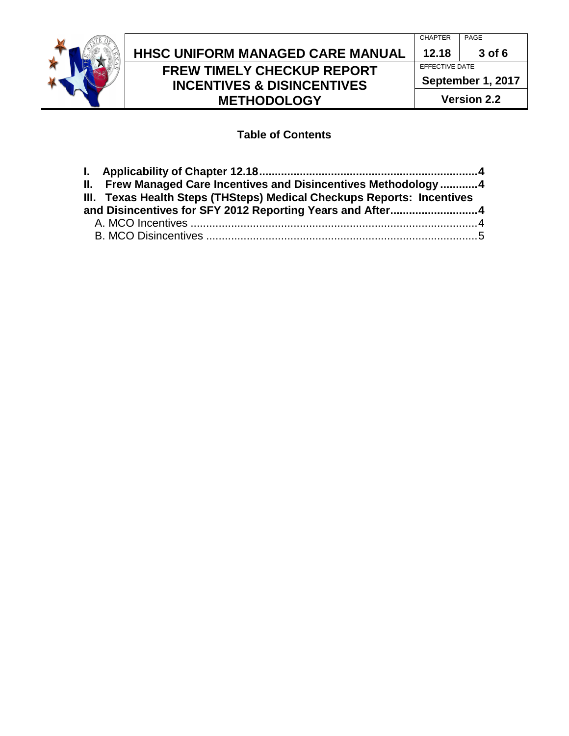## Table of Contents

**I. Applicability of Chapter 12.18** .......... **4**

**II. Frew Managed Care Incentives and Disincentives Methodology** .......... **4**

**III. Texas Health Steps (THSteps) Medical Checkups Reports: Incentives and Disincentives for SFY 2012 Reporting Years and After** .......... **4**

- A. MCO Incentives .......... 4
- B. MCO Disincentives .......... 5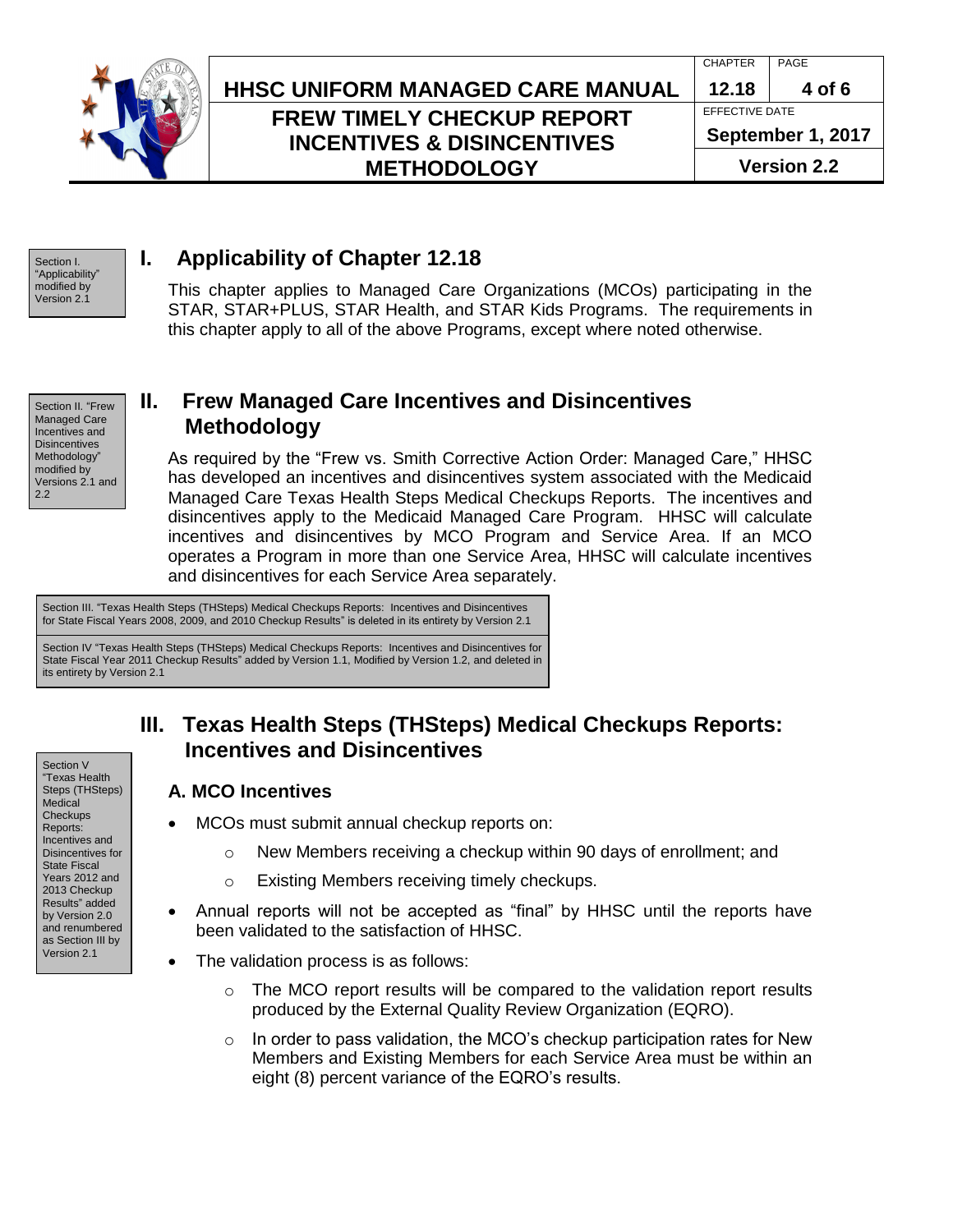Section I. "Applicability" modified by Version 2.1

# I. Applicability of Chapter 12.18

This chapter applies to Managed Care Organizations (MCOs) participating in the STAR, STAR+PLUS, STAR Health, and STAR Kids Programs. The requirements in this chapter apply to all of the above Programs, except where noted otherwise.

Section II. "Frew Managed Care Incentives and Disincentives Methodology" modified by Versions 2.1 and 2.2

# II. Frew Managed Care Incentives and Disincentives Methodology

As required by the "Frew vs. Smith Corrective Action Order: Managed Care," HHSC has developed an incentives and disincentives system associated with the Medicaid Managed Care Texas Health Steps Medical Checkups Reports. The incentives and disincentives apply to the Medicaid Managed Care Program. HHSC will calculate incentives and disincentives by MCO Program and Service Area. If an MCO operates a Program in more than one Service Area, HHSC will calculate incentives and disincentives for each Service Area separately.

Section III. "Texas Health Steps (THSteps) Medical Checkups Reports: Incentives and Disincentives for State Fiscal Years 2008, 2009, and 2010 Checkup Results" is deleted in its entirety by Version 2.1

Section IV "Texas Health Steps (THSteps) Medical Checkups Reports: Incentives and Disincentives for State Fiscal Year 2011 Checkup Results" added by Version 1.1, Modified by Version 1.2, and deleted in its entirety by Version 2.1

Section V "Texas Health Steps (THSteps) Medical Checkups Reports: Incentives and Disincentives for State Fiscal Years 2012 and 2013 Checkup Results" added by Version 2.0 and renumbered as Section III by Version 2.1

# III. Texas Health Steps (THSteps) Medical Checkups Reports: Incentives and Disincentives

## A. MCO Incentives

- MCOs must submit annual checkup reports on:
  - New Members receiving a checkup within 90 days of enrollment; and
  - Existing Members receiving timely checkups.
- Annual reports will not be accepted as "final" by HHSC until the reports have been validated to the satisfaction of HHSC.
- The validation process is as follows:
  - The MCO report results will be compared to the validation report results produced by the External Quality Review Organization (EQRO).
  - In order to pass validation, the MCO's checkup participation rates for New Members and Existing Members for each Service Area must be within an eight (8) percent variance of the EQRO's results.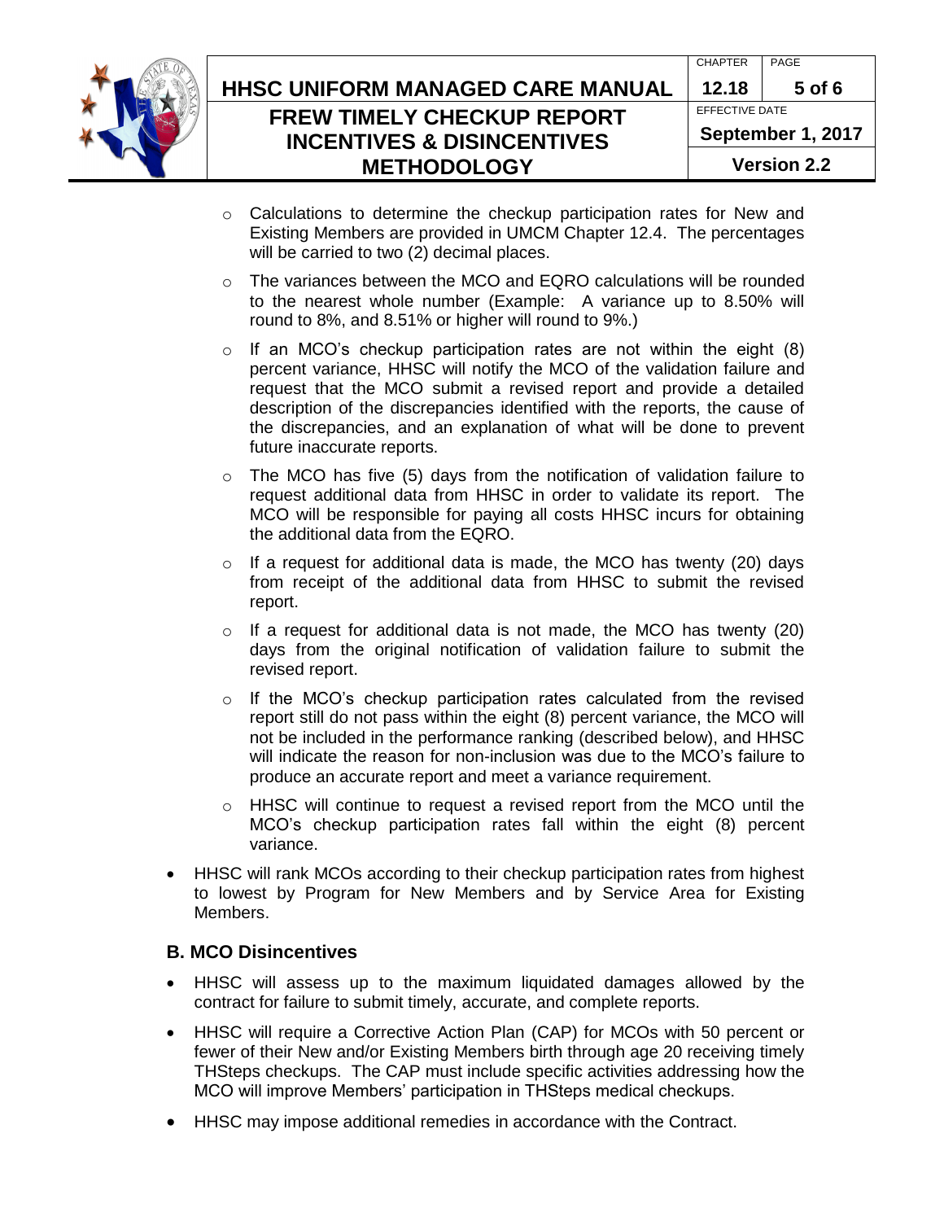- Calculations to determine the checkup participation rates for New and Existing Members are provided in UMCM Chapter 12.4. The percentages will be carried to two (2) decimal places.
  - The variances between the MCO and EQRO calculations will be rounded to the nearest whole number (Example: A variance up to 8.50% will round to 8%, and 8.51% or higher will round to 9%.)
  - If an MCO's checkup participation rates are not within the eight (8) percent variance, HHSC will notify the MCO of the validation failure and request that the MCO submit a revised report and provide a detailed description of the discrepancies identified with the reports, the cause of the discrepancies, and an explanation of what will be done to prevent future inaccurate reports.
  - The MCO has five (5) days from the notification of validation failure to request additional data from HHSC in order to validate its report. The MCO will be responsible for paying all costs HHSC incurs for obtaining the additional data from the EQRO.
  - If a request for additional data is made, the MCO has twenty (20) days from receipt of the additional data from HHSC to submit the revised report.
  - If a request for additional data is not made, the MCO has twenty (20) days from the original notification of validation failure to submit the revised report.
  - If the MCO's checkup participation rates calculated from the revised report still do not pass within the eight (8) percent variance, the MCO will not be included in the performance ranking (described below), and HHSC will indicate the reason for non-inclusion was due to the MCO's failure to produce an accurate report and meet a variance requirement.
  - HHSC will continue to request a revised report from the MCO until the MCO's checkup participation rates fall within the eight (8) percent variance.
- HHSC will rank MCOs according to their checkup participation rates from highest to lowest by Program for New Members and by Service Area for Existing Members.

### B. MCO Disincentives

- HHSC will assess up to the maximum liquidated damages allowed by the contract for failure to submit timely, accurate, and complete reports.
- HHSC will require a Corrective Action Plan (CAP) for MCOs with 50 percent or fewer of their New and/or Existing Members birth through age 20 receiving timely THSteps checkups. The CAP must include specific activities addressing how the MCO will improve Members' participation in THSteps medical checkups.
- HHSC may impose additional remedies in accordance with the Contract.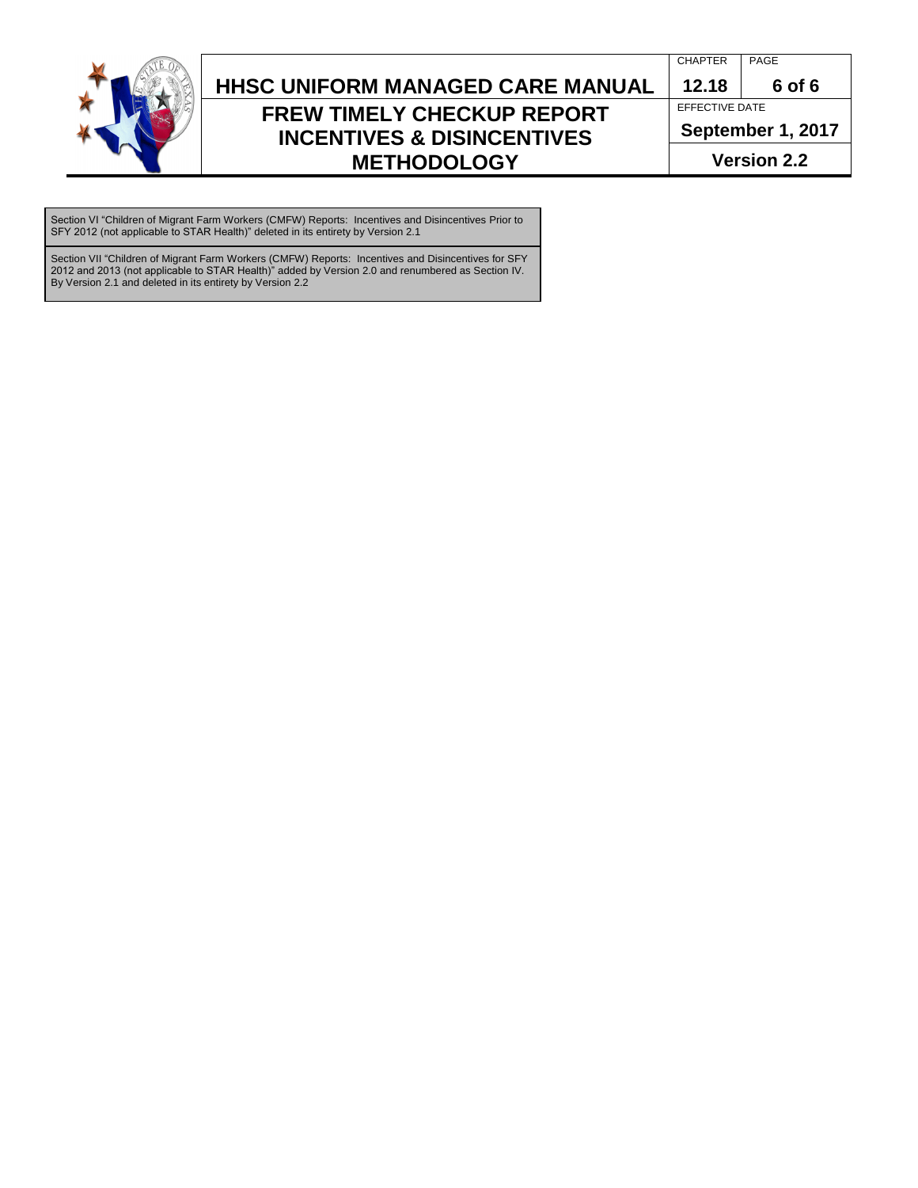Section VI "Children of Migrant Farm Workers (CMFW) Reports: Incentives and Disincentives Prior to SFY 2012 (not applicable to STAR Health)" deleted in its entirety by Version 2.1

Section VII "Children of Migrant Farm Workers (CMFW) Reports: Incentives and Disincentives for SFY 2012 and 2013 (not applicable to STAR Health)" added by Version 2.0 and renumbered as Section IV. By Version 2.1 and deleted in its entirety by Version 2.2